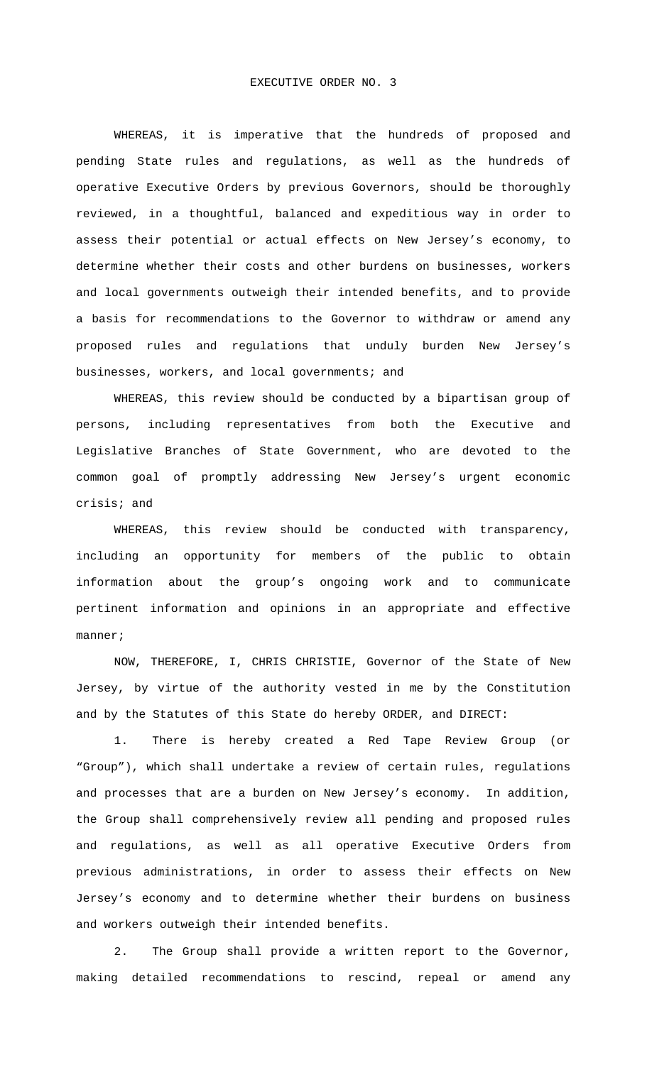# EXECUTIVE ORDER NO. 3

WHEREAS, it is imperative that the hundreds of proposed and pending State rules and regulations, as well as the hundreds of operative Executive Orders by previous Governors, should be thoroughly reviewed, in a thoughtful, balanced and expeditious way in order to assess their potential or actual effects on New Jersey's economy, to determine whether their costs and other burdens on businesses, workers and local governments outweigh their intended benefits, and to provide a basis for recommendations to the Governor to withdraw or amend any proposed rules and regulations that unduly burden New Jersey's businesses, workers, and local governments; and

WHEREAS, this review should be conducted by a bipartisan group of persons, including representatives from both the Executive and Legislative Branches of State Government, who are devoted to the common goal of promptly addressing New Jersey's urgent economic crisis; and

WHEREAS, this review should be conducted with transparency, including an opportunity for members of the public to obtain information about the group's ongoing work and to communicate pertinent information and opinions in an appropriate and effective manner;

NOW, THEREFORE, I, CHRIS CHRISTIE, Governor of the State of New Jersey, by virtue of the authority vested in me by the Constitution and by the Statutes of this State do hereby ORDER, and DIRECT:

1. There is hereby created a Red Tape Review Group (or "Group"), which shall undertake a review of certain rules, regulations and processes that are a burden on New Jersey's economy. In addition, the Group shall comprehensively review all pending and proposed rules and regulations, as well as all operative Executive Orders from previous administrations, in order to assess their effects on New Jersey's economy and to determine whether their burdens on business and workers outweigh their intended benefits.

2. The Group shall provide a written report to the Governor, making detailed recommendations to rescind, repeal or amend any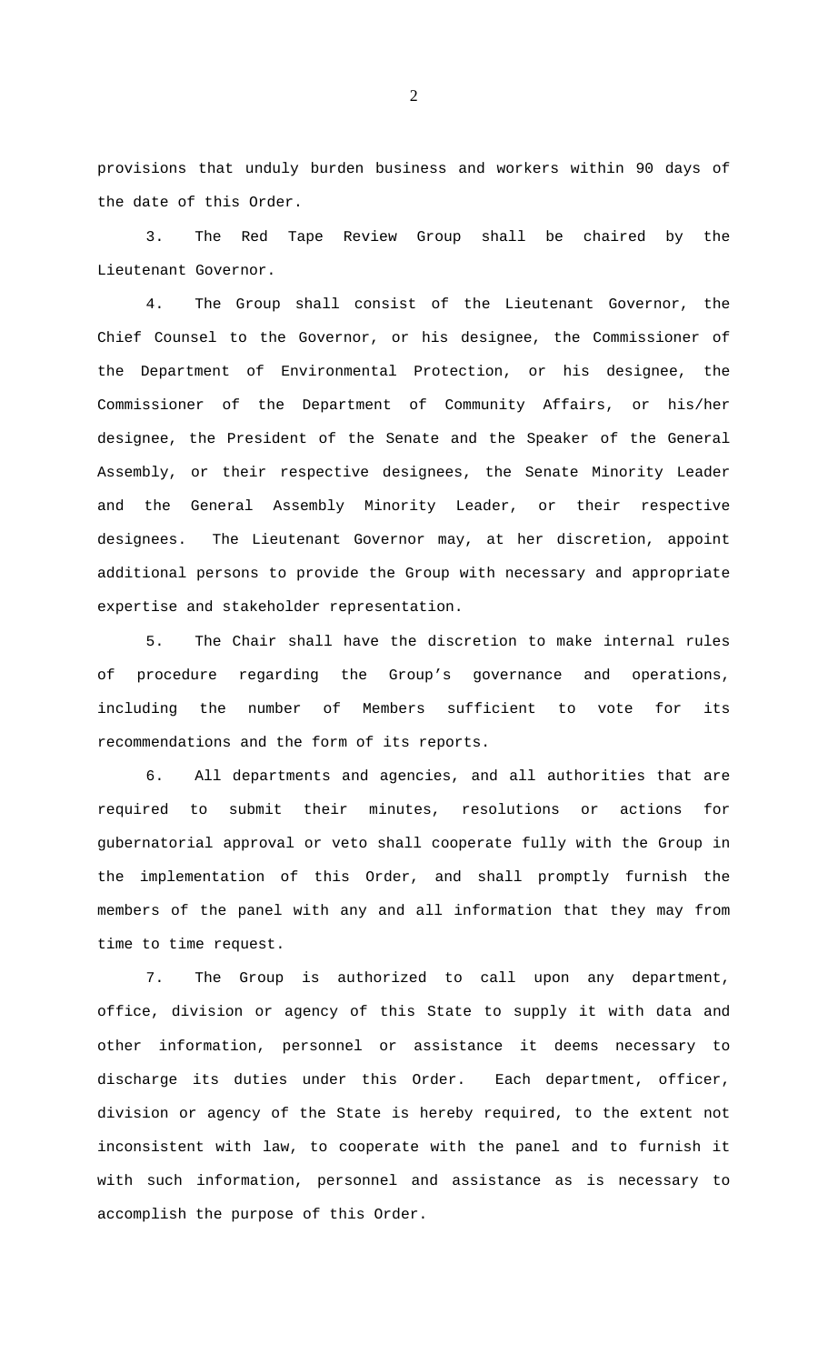provisions that unduly burden business and workers within 90 days of the date of this Order.

3. The Red Tape Review Group shall be chaired by the Lieutenant Governor.

4. The Group shall consist of the Lieutenant Governor, the Chief Counsel to the Governor, or his designee, the Commissioner of the Department of Environmental Protection, or his designee, the Commissioner of the Department of Community Affairs, or his/her designee, the President of the Senate and the Speaker of the General Assembly, or their respective designees, the Senate Minority Leader and the General Assembly Minority Leader, or their respective designees. The Lieutenant Governor may, at her discretion, appoint additional persons to provide the Group with necessary and appropriate expertise and stakeholder representation.

5. The Chair shall have the discretion to make internal rules of procedure regarding the Group's governance and operations, including the number of Members sufficient to vote for its recommendations and the form of its reports.

6. All departments and agencies, and all authorities that are required to submit their minutes, resolutions or actions for gubernatorial approval or veto shall cooperate fully with the Group in the implementation of this Order, and shall promptly furnish the members of the panel with any and all information that they may from time to time request.

7. The Group is authorized to call upon any department, office, division or agency of this State to supply it with data and other information, personnel or assistance it deems necessary to discharge its duties under this Order. Each department, officer, division or agency of the State is hereby required, to the extent not inconsistent with law, to cooperate with the panel and to furnish it with such information, personnel and assistance as is necessary to accomplish the purpose of this Order.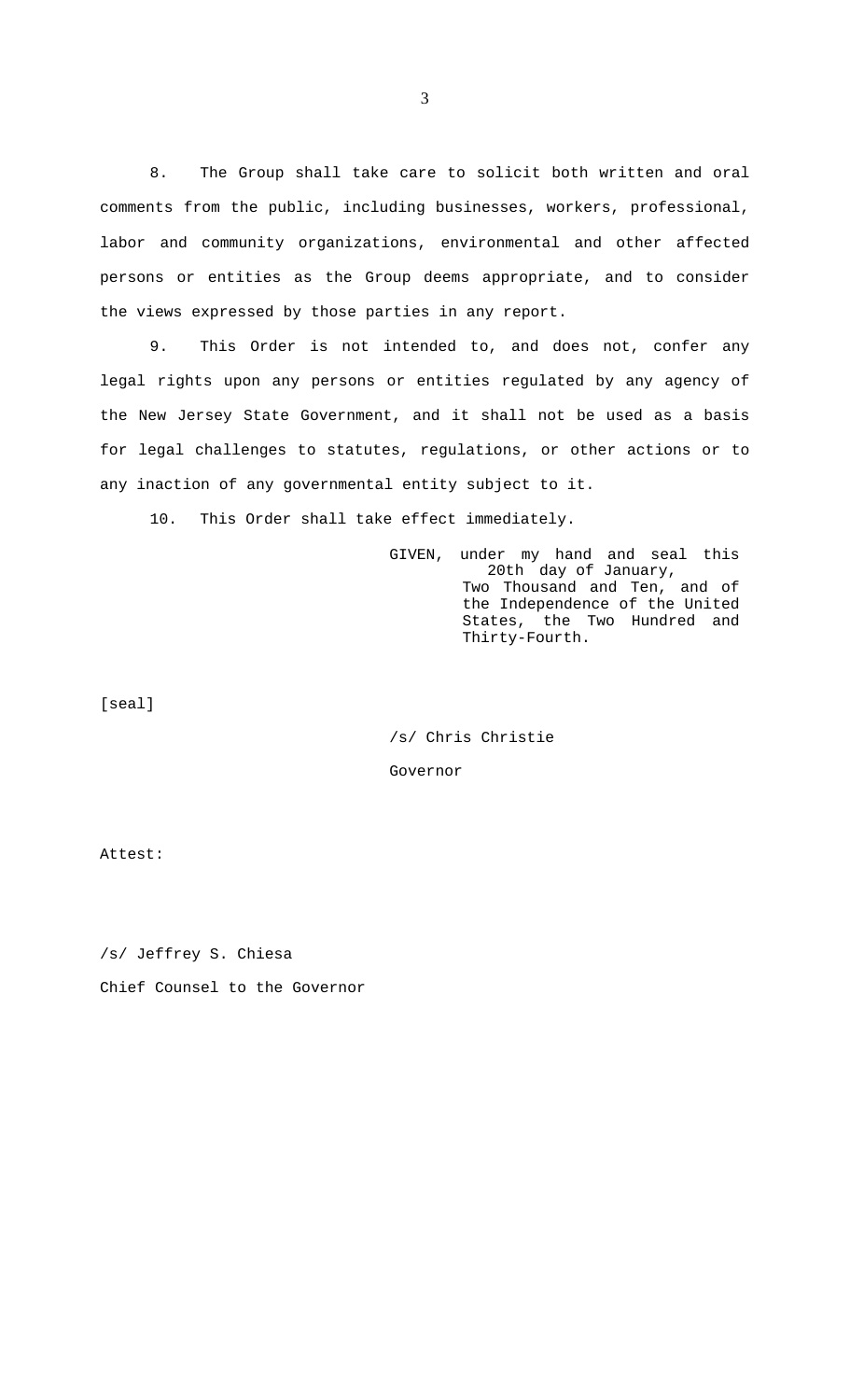8. The Group shall take care to solicit both written and oral comments from the public, including businesses, workers, professional, labor and community organizations, environmental and other affected persons or entities as the Group deems appropriate, and to consider the views expressed by those parties in any report.

9. This Order is not intended to, and does not, confer any legal rights upon any persons or entities regulated by any agency of the New Jersey State Government, and it shall not be used as a basis for legal challenges to statutes, regulations, or other actions or to any inaction of any governmental entity subject to it.

10. This Order shall take effect immediately.

GIVEN, under my hand and seal this 20th day of January, Two Thousand and Ten, and of the Independence of the United States, the Two Hundred and Thirty-Fourth.

[seal]

/s/ Chris Christie

Governor

Attest:

/s/ Jeffrey S. Chiesa

Chief Counsel to the Governor